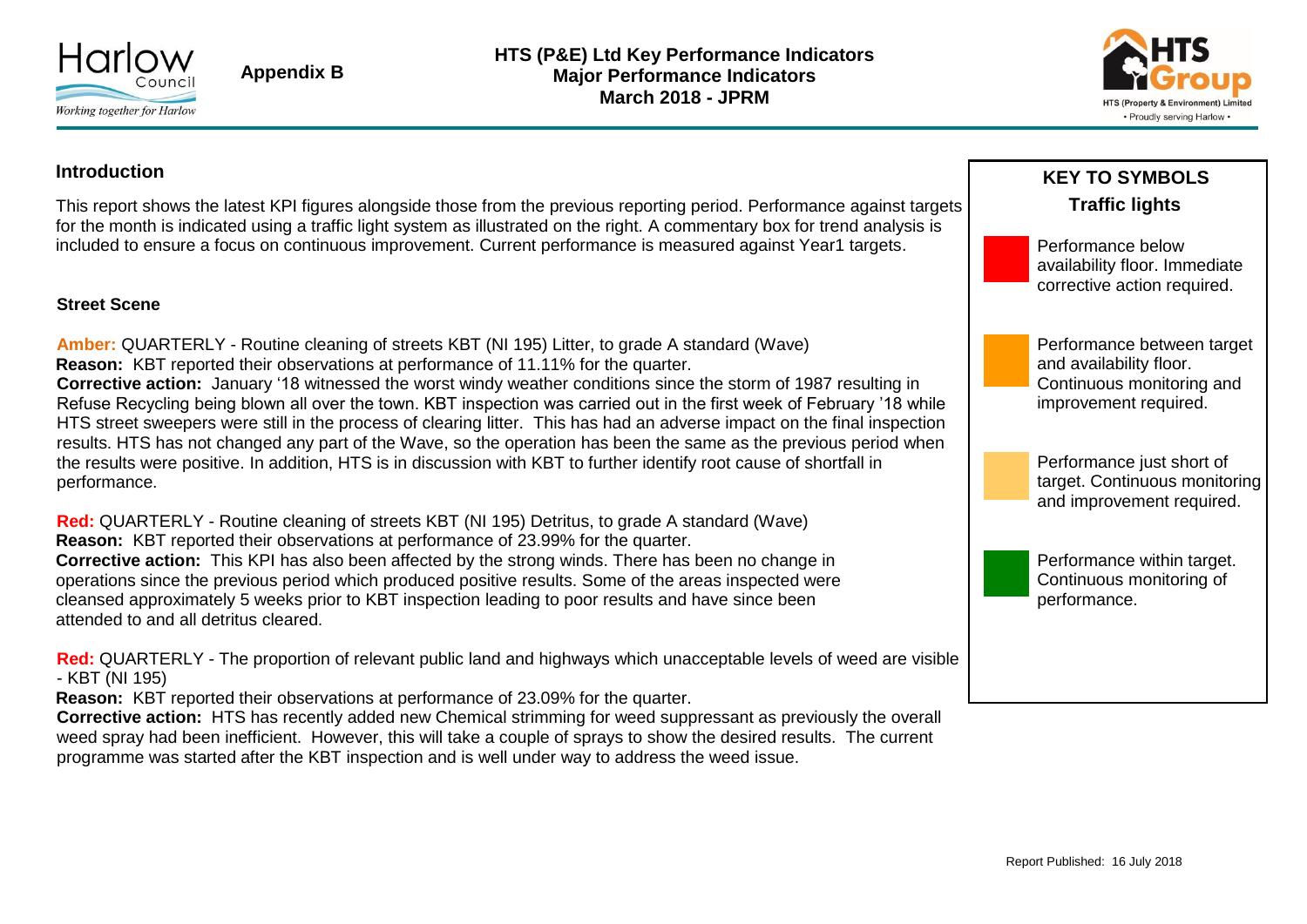**Appendix B**

# HTS (P&E) Ltd Key Performance Indicators
## Major Performance Indicators
## March 2018 - JPRM

## Introduction

This report shows the latest KPI figures alongside those from the previous reporting period. Performance against targets for the month is indicated using a traffic light system as illustrated on the right. A commentary box for trend analysis is included to ensure a focus on continuous improvement. Current performance is measured against Year1 targets.

### Street Scene

**Amber:** QUARTERLY - Routine cleaning of streets KBT (NI 195) Litter, to grade A standard (Wave)
**Reason:** KBT reported their observations at performance of 11.11% for the quarter.
**Corrective action:** January '18 witnessed the worst windy weather conditions since the storm of 1987 resulting in Refuse Recycling being blown all over the town. KBT inspection was carried out in the first week of February '18 while HTS street sweepers were still in the process of clearing litter. This has had an adverse impact on the final inspection results. HTS has not changed any part of the Wave, so the operation has been the same as the previous period when the results were positive. In addition, HTS is in discussion with KBT to further identify root cause of shortfall in performance.

**Red:** QUARTERLY - Routine cleaning of streets KBT (NI 195) Detritus, to grade A standard (Wave)
**Reason:** KBT reported their observations at performance of 23.99% for the quarter.
**Corrective action:** This KPI has also been affected by the strong winds. There has been no change in operations since the previous period which produced positive results. Some of the areas inspected were cleansed approximately 5 weeks prior to KBT inspection leading to poor results and have since been attended to and all detritus cleared.

**Red:** QUARTERLY - The proportion of relevant public land and highways which unacceptable levels of weed are visible - KBT (NI 195)
**Reason:** KBT reported their observations at performance of 23.09% for the quarter.
**Corrective action:** HTS has recently added new Chemical strimming for weed suppressant as previously the overall weed spray had been inefficient. However, this will take a couple of sprays to show the desired results. The current programme was started after the KBT inspection and is well under way to address the weed issue.

### KEY TO SYMBOLS

**Traffic lights**

- Red: Performance below availability floor. Immediate corrective action required.
- Amber: Performance between target and availability floor. Continuous monitoring and improvement required.
- Light amber: Performance just short of target. Continuous monitoring and improvement required.
- Green: Performance within target. Continuous monitoring of performance.

Report Published: 16 July 2018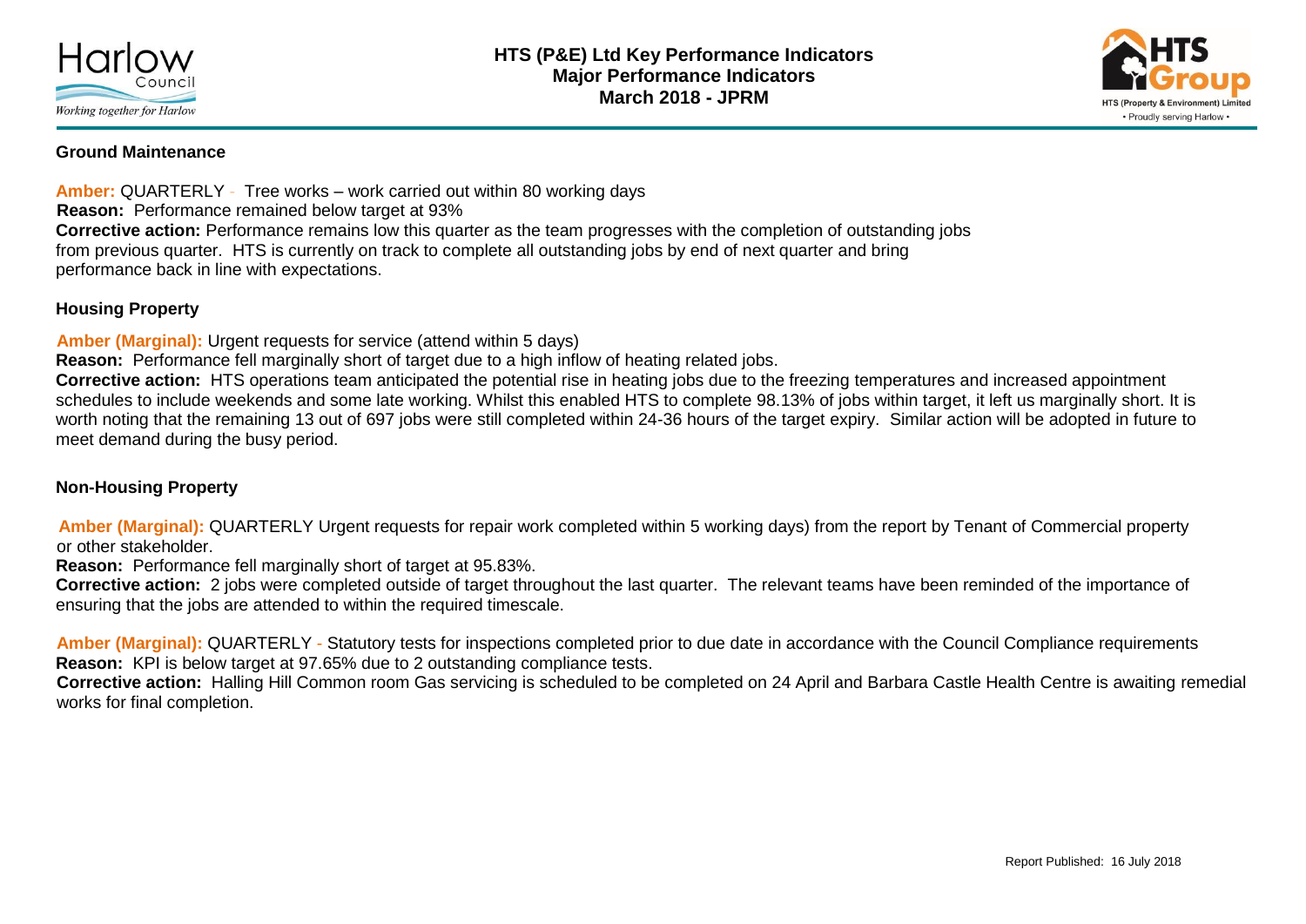# HTS (P&E) Ltd Key Performance Indicators
## Major Performance Indicators
## March 2018 - JPRM

### Ground Maintenance

**Amber:** QUARTERLY - Tree works – work carried out within 80 working days
**Reason:** Performance remained below target at 93%
**Corrective action:** Performance remains low this quarter as the team progresses with the completion of outstanding jobs from previous quarter. HTS is currently on track to complete all outstanding jobs by end of next quarter and bring performance back in line with expectations.

### Housing Property

**Amber (Marginal):** Urgent requests for service (attend within 5 days)
**Reason:** Performance fell marginally short of target due to a high inflow of heating related jobs.
**Corrective action:** HTS operations team anticipated the potential rise in heating jobs due to the freezing temperatures and increased appointment schedules to include weekends and some late working. Whilst this enabled HTS to complete 98.13% of jobs within target, it left us marginally short. It is worth noting that the remaining 13 out of 697 jobs were still completed within 24-36 hours of the target expiry. Similar action will be adopted in future to meet demand during the busy period.

### Non-Housing Property

**Amber (Marginal):** QUARTERLY Urgent requests for repair work completed within 5 working days) from the report by Tenant of Commercial property or other stakeholder.
**Reason:** Performance fell marginally short of target at 95.83%.
**Corrective action:** 2 jobs were completed outside of target throughout the last quarter. The relevant teams have been reminded of the importance of ensuring that the jobs are attended to within the required timescale.

**Amber (Marginal):** QUARTERLY - Statutory tests for inspections completed prior to due date in accordance with the Council Compliance requirements
**Reason:** KPI is below target at 97.65% due to 2 outstanding compliance tests.
**Corrective action:** Halling Hill Common room Gas servicing is scheduled to be completed on 24 April and Barbara Castle Health Centre is awaiting remedial works for final completion.

Report Published: 16 July 2018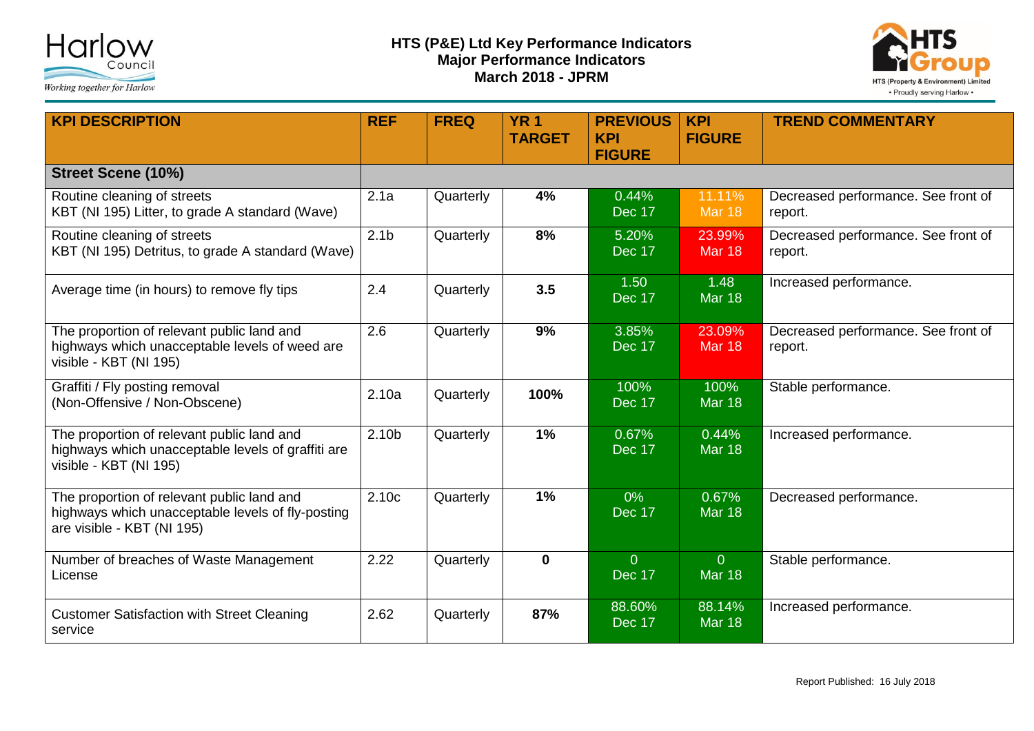# HTS (P&E) Ltd Key Performance Indicators
## Major Performance Indicators
## March 2018 - JPRM

| KPI DESCRIPTION | REF | FREQ | YR 1 TARGET | PREVIOUS KPI FIGURE | KPI FIGURE | TREND COMMENTARY |
|---|---|---|---|---|---|---|
| **Street Scene (10%)** | | | | | | |
| Routine cleaning of streets KBT (NI 195) Litter, to grade A standard (Wave) | 2.1a | Quarterly | **4%** | 0.44% Dec 17 | 11.11% Mar 18 | Decreased performance. See front of report. |
| Routine cleaning of streets KBT (NI 195) Detritus, to grade A standard (Wave) | 2.1b | Quarterly | **8%** | 5.20% Dec 17 | 23.99% Mar 18 | Decreased performance. See front of report. |
| Average time (in hours) to remove fly tips | 2.4 | Quarterly | **3.5** | 1.50 Dec 17 | 1.48 Mar 18 | Increased performance. |
| The proportion of relevant public land and highways which unacceptable levels of weed are visible - KBT (NI 195) | 2.6 | Quarterly | **9%** | 3.85% Dec 17 | 23.09% Mar 18 | Decreased performance. See front of report. |
| Graffiti / Fly posting removal (Non-Offensive / Non-Obscene) | 2.10a | Quarterly | **100%** | 100% Dec 17 | 100% Mar 18 | Stable performance. |
| The proportion of relevant public land and highways which unacceptable levels of graffiti are visible - KBT (NI 195) | 2.10b | Quarterly | **1%** | 0.67% Dec 17 | 0.44% Mar 18 | Increased performance. |
| The proportion of relevant public land and highways which unacceptable levels of fly-posting are visible - KBT (NI 195) | 2.10c | Quarterly | **1%** | 0% Dec 17 | 0.67% Mar 18 | Decreased performance. |
| Number of breaches of Waste Management License | 2.22 | Quarterly | **0** | 0 Dec 17 | 0 Mar 18 | Stable performance. |
| Customer Satisfaction with Street Cleaning service | 2.62 | Quarterly | **87%** | 88.60% Dec 17 | 88.14% Mar 18 | Increased performance. |

Report Published: 16 July 2018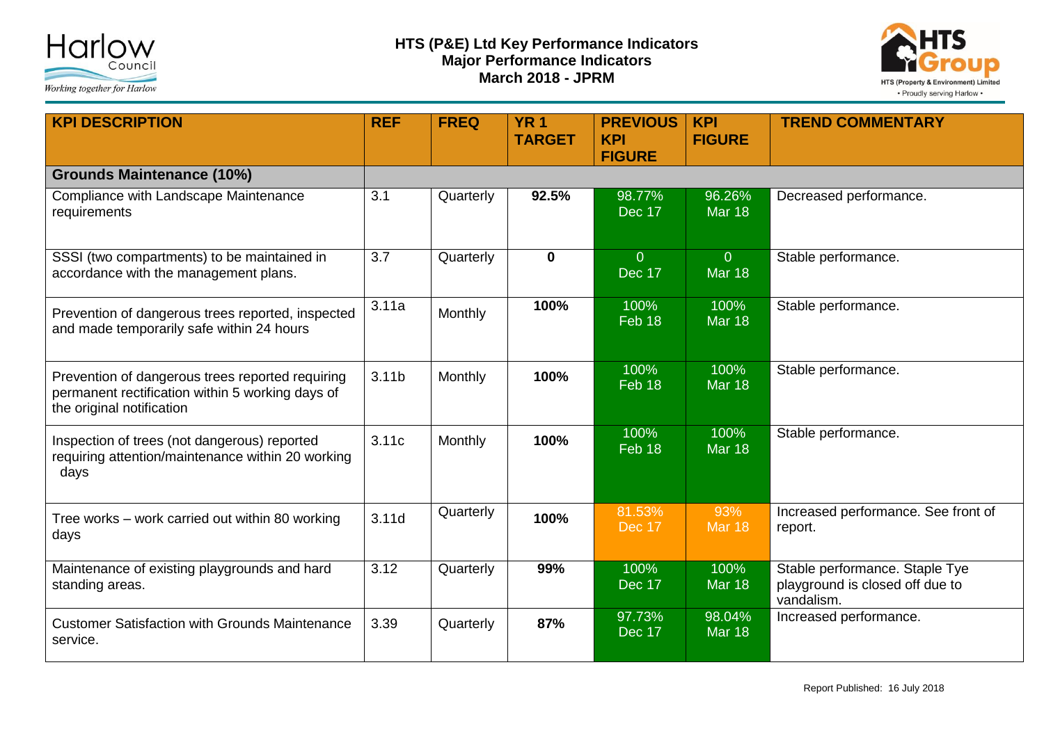# HTS (P&E) Ltd Key Performance Indicators
## Major Performance Indicators
## March 2018 - JPRM

| KPI DESCRIPTION | REF | FREQ | YR 1 TARGET | PREVIOUS KPI FIGURE | KPI FIGURE | TREND COMMENTARY |
|---|---|---|---|---|---|---|
| **Grounds Maintenance (10%)** | | | | | | |
| Compliance with Landscape Maintenance requirements | 3.1 | Quarterly | **92.5%** | 98.77% Dec 17 | 96.26% Mar 18 | Decreased performance. |
| SSSI (two compartments) to be maintained in accordance with the management plans. | 3.7 | Quarterly | **0** | 0 Dec 17 | 0 Mar 18 | Stable performance. |
| Prevention of dangerous trees reported, inspected and made temporarily safe within 24 hours | 3.11a | Monthly | **100%** | 100% Feb 18 | 100% Mar 18 | Stable performance. |
| Prevention of dangerous trees reported requiring permanent rectification within 5 working days of the original notification | 3.11b | Monthly | **100%** | 100% Feb 18 | 100% Mar 18 | Stable performance. |
| Inspection of trees (not dangerous) reported requiring attention/maintenance within 20 working days | 3.11c | Monthly | **100%** | 100% Feb 18 | 100% Mar 18 | Stable performance. |
| Tree works – work carried out within 80 working days | 3.11d | Quarterly | **100%** | 81.53% Dec 17 | 93% Mar 18 | Increased performance. See front of report. |
| Maintenance of existing playgrounds and hard standing areas. | 3.12 | Quarterly | **99%** | 100% Dec 17 | 100% Mar 18 | Stable performance. Staple Tye playground is closed off due to vandalism. |
| Customer Satisfaction with Grounds Maintenance service. | 3.39 | Quarterly | **87%** | 97.73% Dec 17 | 98.04% Mar 18 | Increased performance. |

Report Published: 16 July 2018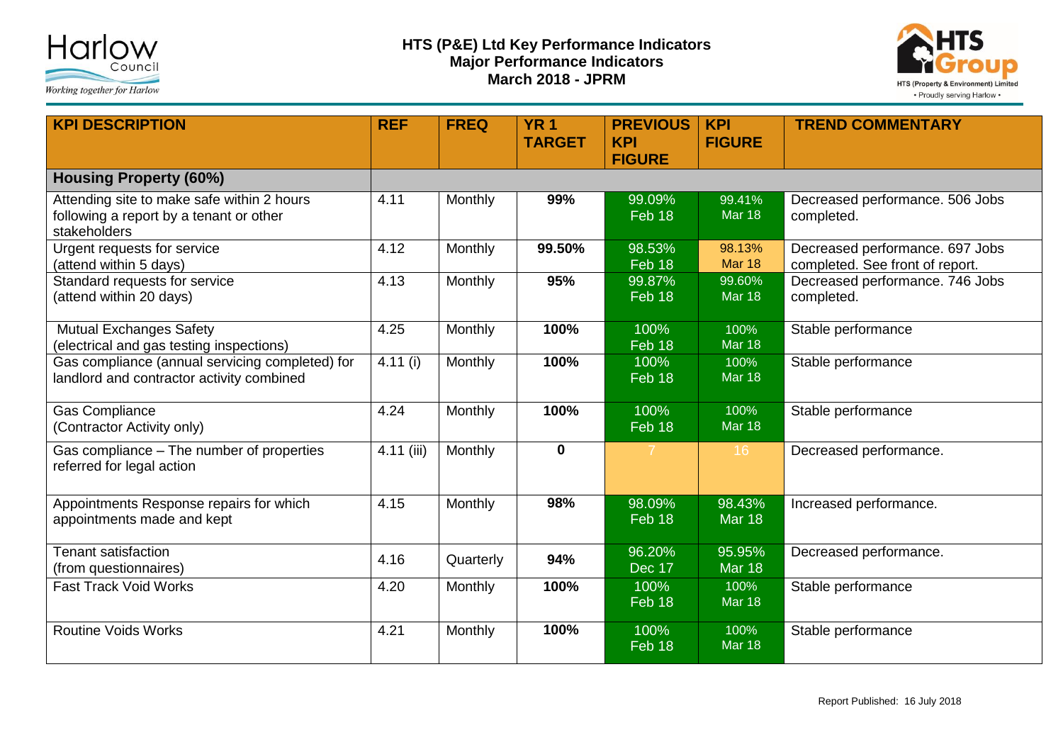# HTS (P&E) Ltd Key Performance Indicators
## Major Performance Indicators
## March 2018 - JPRM

| KPI DESCRIPTION | REF | FREQ | YR 1 TARGET | PREVIOUS KPI FIGURE | KPI FIGURE | TREND COMMENTARY |
|---|---|---|---|---|---|---|
| **Housing Property (60%)** | | | | | | |
| Attending site to make safe within 2 hours following a report by a tenant or other stakeholders | 4.11 | Monthly | **99%** | 99.09% Feb 18 | 99.41% Mar 18 | Decreased performance. 506 Jobs completed. |
| Urgent requests for service (attend within 5 days) | 4.12 | Monthly | **99.50%** | 98.53% Feb 18 | 98.13% Mar 18 | Decreased performance. 697 Jobs completed. See front of report. |
| Standard requests for service (attend within 20 days) | 4.13 | Monthly | **95%** | 99.87% Feb 18 | 99.60% Mar 18 | Decreased performance. 746 Jobs completed. |
| Mutual Exchanges Safety (electrical and gas testing inspections) | 4.25 | Monthly | **100%** | 100% Feb 18 | 100% Mar 18 | Stable performance |
| Gas compliance (annual servicing completed) for landlord and contractor activity combined | 4.11 (i) | Monthly | **100%** | 100% Feb 18 | 100% Mar 18 | Stable performance |
| Gas Compliance (Contractor Activity only) | 4.24 | Monthly | **100%** | 100% Feb 18 | 100% Mar 18 | Stable performance |
| Gas compliance – The number of properties referred for legal action | 4.11 (iii) | Monthly | **0** | 7 | 16 | Decreased performance. |
| Appointments Response repairs for which appointments made and kept | 4.15 | Monthly | **98%** | 98.09% Feb 18 | 98.43% Mar 18 | Increased performance. |
| Tenant satisfaction (from questionnaires) | 4.16 | Quarterly | **94%** | 96.20% Dec 17 | 95.95% Mar 18 | Decreased performance. |
| Fast Track Void Works | 4.20 | Monthly | **100%** | 100% Feb 18 | 100% Mar 18 | Stable performance |
| Routine Voids Works | 4.21 | Monthly | **100%** | 100% Feb 18 | 100% Mar 18 | Stable performance |

Report Published: 16 July 2018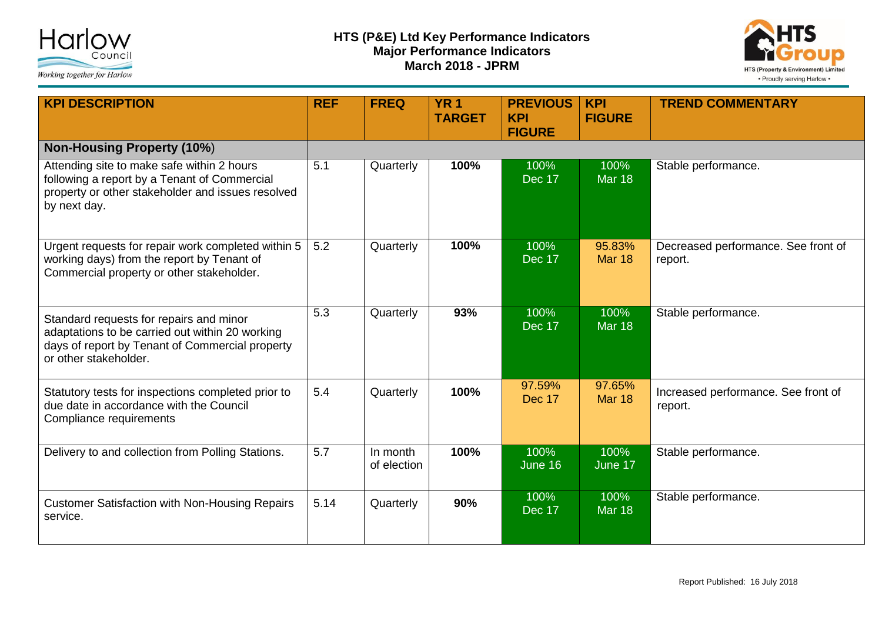# HTS (P&E) Ltd Key Performance Indicators
## Major Performance Indicators
## March 2018 - JPRM

| KPI DESCRIPTION | REF | FREQ | YR 1 TARGET | PREVIOUS KPI FIGURE | KPI FIGURE | TREND COMMENTARY |
|---|---|---|---|---|---|---|
| **Non-Housing Property (10%)** | | | | | | |
| Attending site to make safe within 2 hours following a report by a Tenant of Commercial property or other stakeholder and issues resolved by next day. | 5.1 | Quarterly | **100%** | 100% Dec 17 | 100% Mar 18 | Stable performance. |
| Urgent requests for repair work completed within 5 working days) from the report by Tenant of Commercial property or other stakeholder. | 5.2 | Quarterly | **100%** | 100% Dec 17 | 95.83% Mar 18 | Decreased performance. See front of report. |
| Standard requests for repairs and minor adaptations to be carried out within 20 working days of report by Tenant of Commercial property or other stakeholder. | 5.3 | Quarterly | **93%** | 100% Dec 17 | 100% Mar 18 | Stable performance. |
| Statutory tests for inspections completed prior to due date in accordance with the Council Compliance requirements | 5.4 | Quarterly | **100%** | 97.59% Dec 17 | 97.65% Mar 18 | Increased performance. See front of report. |
| Delivery to and collection from Polling Stations. | 5.7 | In month of election | **100%** | 100% June 16 | 100% June 17 | Stable performance. |
| Customer Satisfaction with Non-Housing Repairs service. | 5.14 | Quarterly | **90%** | 100% Dec 17 | 100% Mar 18 | Stable performance. |

Report Published: 16 July 2018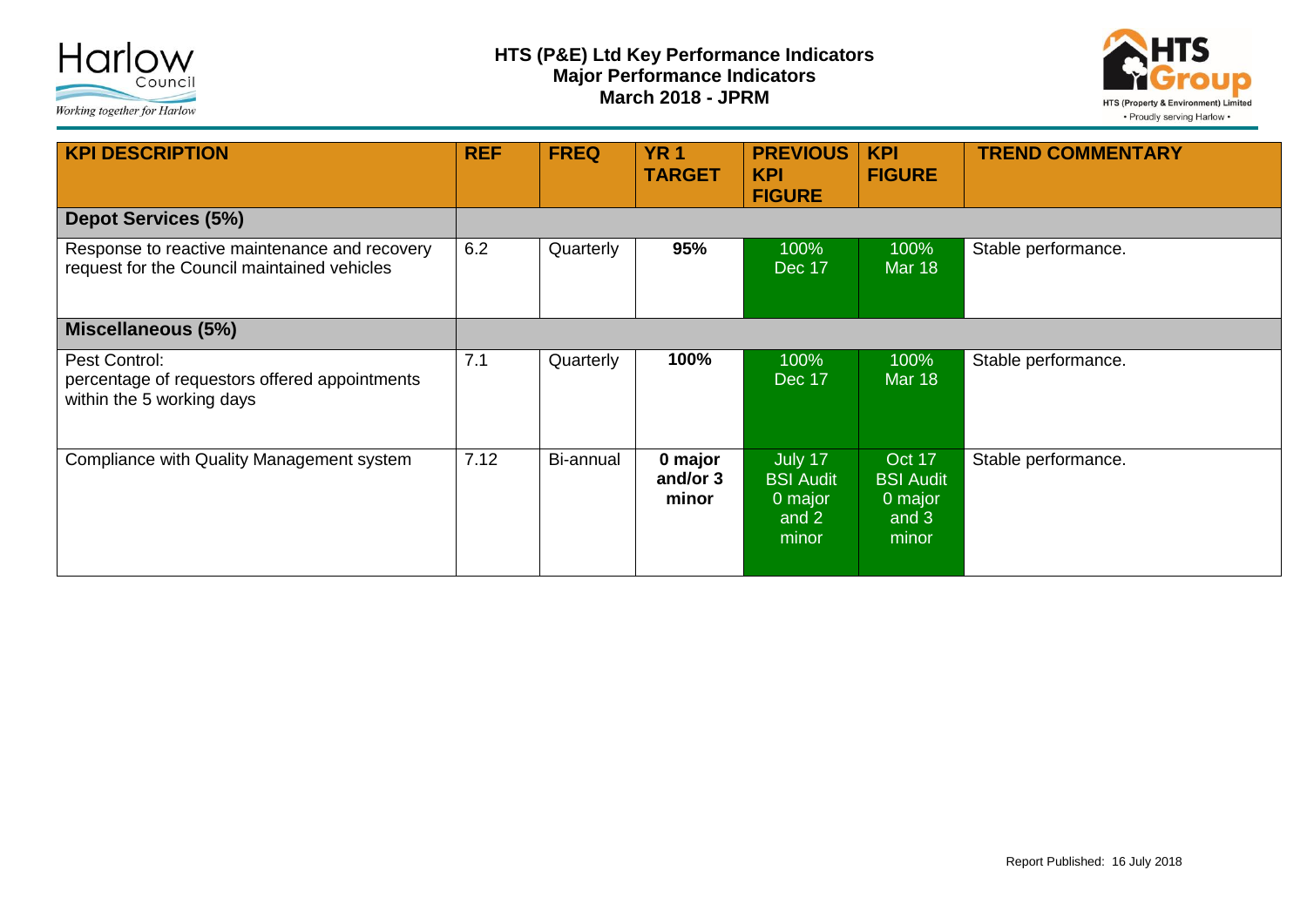**HTS (P&E) Ltd Key Performance Indicators**
**Major Performance Indicators**
**March 2018 - JPRM**

| KPI DESCRIPTION | REF | FREQ | YR 1 TARGET | PREVIOUS KPI FIGURE | KPI FIGURE | TREND COMMENTARY |
|---|---|---|---|---|---|---|
| **Depot Services (5%)** | | | | | | |
| Response to reactive maintenance and recovery request for the Council maintained vehicles | 6.2 | Quarterly | **95%** | 100% Dec 17 | 100% Mar 18 | Stable performance. |
| **Miscellaneous (5%)** | | | | | | |
| Pest Control: percentage of requestors offered appointments within the 5 working days | 7.1 | Quarterly | **100%** | 100% Dec 17 | 100% Mar 18 | Stable performance. |
| Compliance with Quality Management system | 7.12 | Bi-annual | **0 major and/or 3 minor** | July 17 BSI Audit 0 major and 2 minor | Oct 17 BSI Audit 0 major and 3 minor | Stable performance. |

Report Published: 16 July 2018